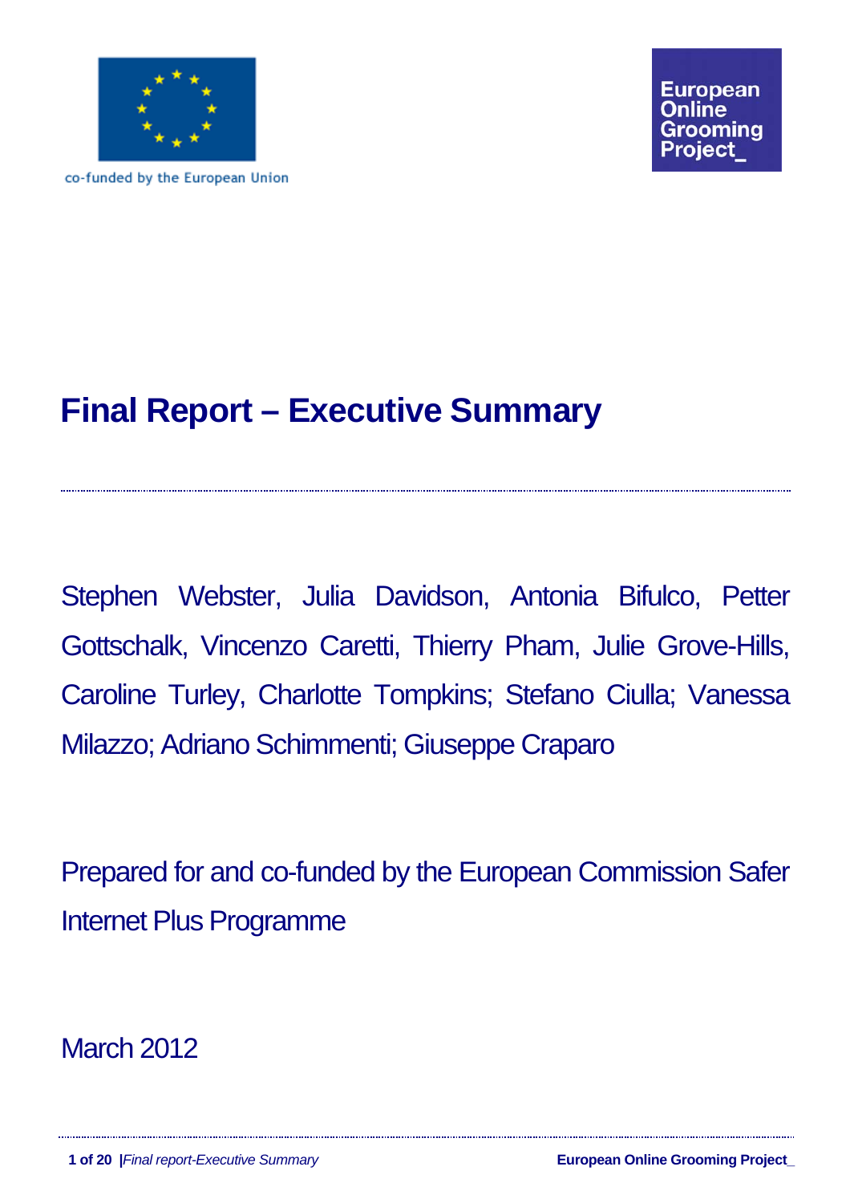co-funded by the European Union

European Online Grooming Project_

# Final Report – Executive Summary

Stephen Webster, Julia Davidson, Antonia Bifulco, Petter Gottschalk, Vincenzo Caretti, Thierry Pham, Julie Grove-Hills, Caroline Turley, Charlotte Tompkins; Stefano Ciulla; Vanessa Milazzo; Adriano Schimmenti; Giuseppe Craparo

Prepared for and co-funded by the European Commission Safer Internet Plus Programme

March 2012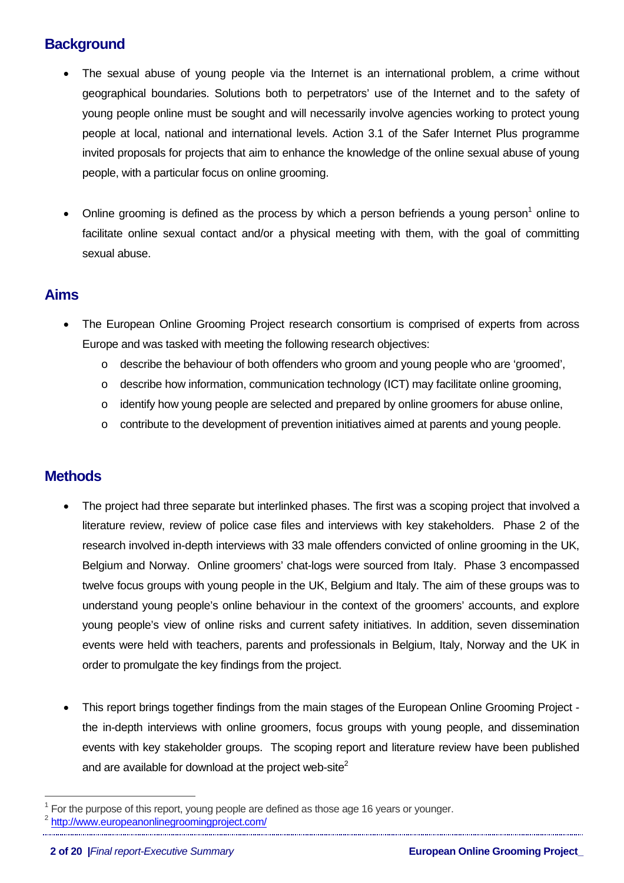## Background

- The sexual abuse of young people via the Internet is an international problem, a crime without geographical boundaries. Solutions both to perpetrators' use of the Internet and to the safety of young people online must be sought and will necessarily involve agencies working to protect young people at local, national and international levels. Action 3.1 of the Safer Internet Plus programme invited proposals for projects that aim to enhance the knowledge of the online sexual abuse of young people, with a particular focus on online grooming.

- Online grooming is defined as the process by which a person befriends a young person[1] online to facilitate online sexual contact and/or a physical meeting with them, with the goal of committing sexual abuse.

## Aims

- The European Online Grooming Project research consortium is comprised of experts from across Europe and was tasked with meeting the following research objectives:
  - describe the behaviour of both offenders who groom and young people who are 'groomed',
  - describe how information, communication technology (ICT) may facilitate online grooming,
  - identify how young people are selected and prepared by online groomers for abuse online,
  - contribute to the development of prevention initiatives aimed at parents and young people.

## Methods

- The project had three separate but interlinked phases. The first was a scoping project that involved a literature review, review of police case files and interviews with key stakeholders. Phase 2 of the research involved in-depth interviews with 33 male offenders convicted of online grooming in the UK, Belgium and Norway. Online groomers' chat-logs were sourced from Italy. Phase 3 encompassed twelve focus groups with young people in the UK, Belgium and Italy. The aim of these groups was to understand young people's online behaviour in the context of the groomers' accounts, and explore young people's view of online risks and current safety initiatives. In addition, seven dissemination events were held with teachers, parents and professionals in Belgium, Italy, Norway and the UK in order to promulgate the key findings from the project.

- This report brings together findings from the main stages of the European Online Grooming Project - the in-depth interviews with online groomers, focus groups with young people, and dissemination events with key stakeholder groups. The scoping report and literature review have been published and are available for download at the project web-site[2]

---

[1] For the purpose of this report, young people are defined as those age 16 years or younger.

[2] http://www.europeanonlinegroomingproject.com/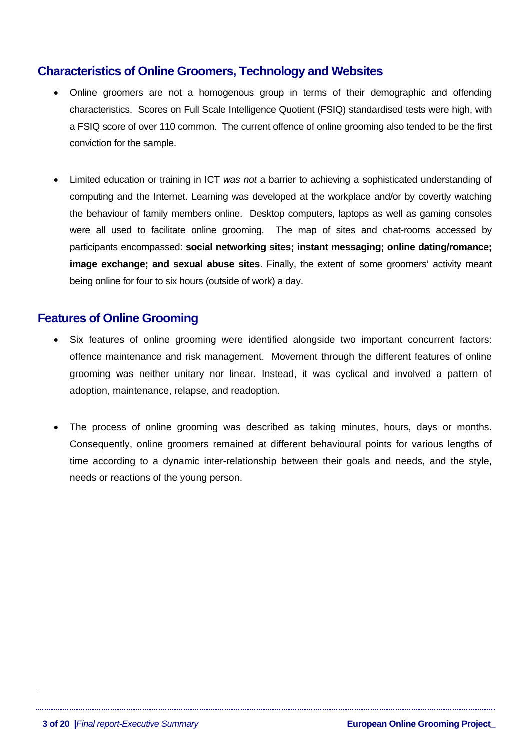## Characteristics of Online Groomers, Technology and Websites

- Online groomers are not a homogenous group in terms of their demographic and offending characteristics. Scores on Full Scale Intelligence Quotient (FSIQ) standardised tests were high, with a FSIQ score of over 110 common. The current offence of online grooming also tended to be the first conviction for the sample.

- Limited education or training in ICT *was not* a barrier to achieving a sophisticated understanding of computing and the Internet. Learning was developed at the workplace and/or by covertly watching the behaviour of family members online. Desktop computers, laptops as well as gaming consoles were all used to facilitate online grooming. The map of sites and chat-rooms accessed by participants encompassed: **social networking sites; instant messaging; online dating/romance; image exchange; and sexual abuse sites**. Finally, the extent of some groomers' activity meant being online for four to six hours (outside of work) a day.

## Features of Online Grooming

- Six features of online grooming were identified alongside two important concurrent factors: offence maintenance and risk management. Movement through the different features of online grooming was neither unitary nor linear. Instead, it was cyclical and involved a pattern of adoption, maintenance, relapse, and readoption.

- The process of online grooming was described as taking minutes, hours, days or months. Consequently, online groomers remained at different behavioural points for various lengths of time according to a dynamic inter-relationship between their goals and needs, and the style, needs or reactions of the young person.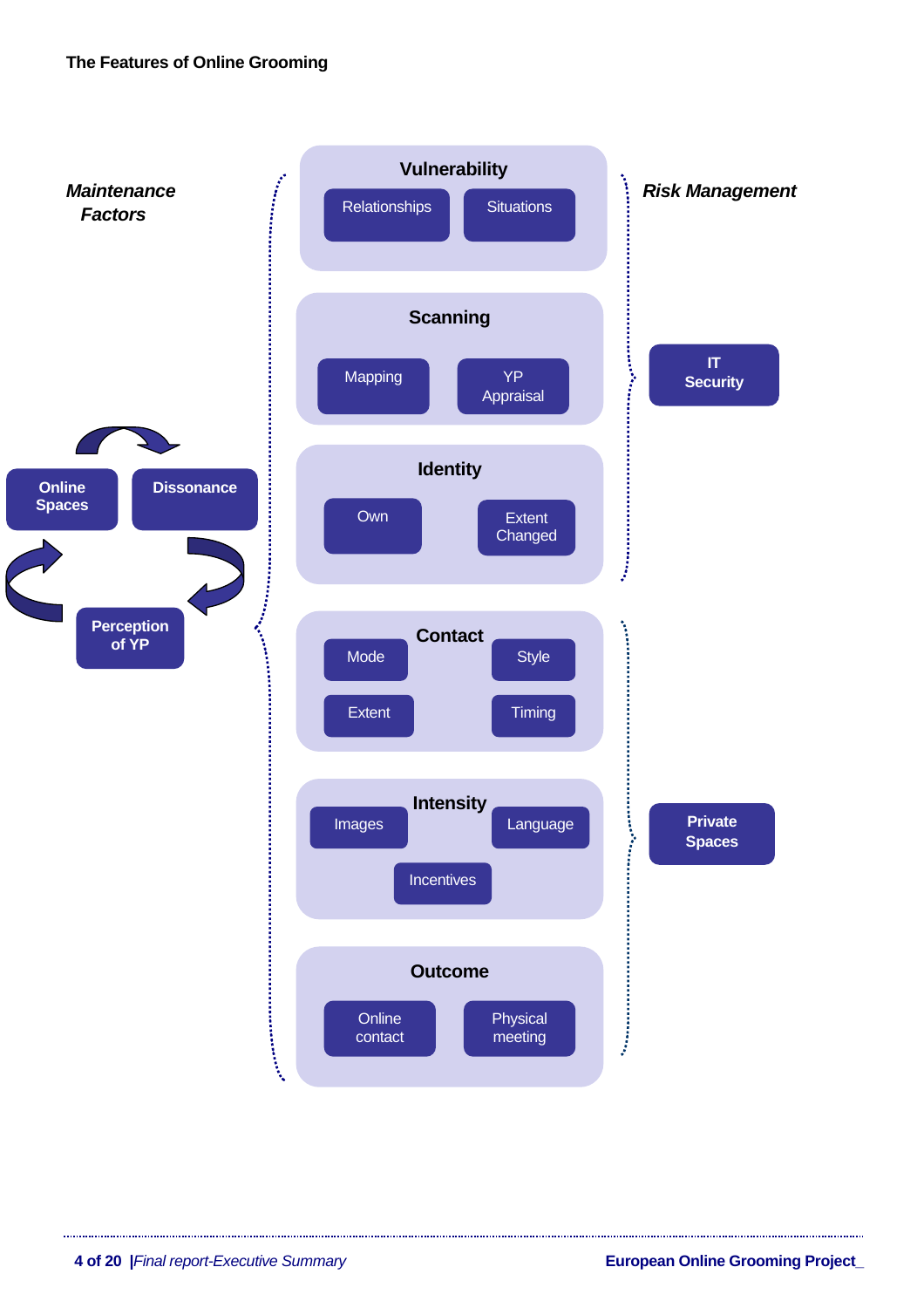The Features of Online Grooming

*Maintenance Factors*

- Online Spaces
- Dissonance
- Perception of YP

**Vulnerability**
- Relationships
- Situations

**Scanning**
- Mapping
- YP Appraisal

**Identity**
- Own
- Extent Changed

**Contact**
- Mode
- Style
- Extent
- Timing

**Intensity**
- Images
- Language
- Incentives

**Outcome**
- Online contact
- Physical meeting

*Risk Management*

- IT Security
- Private Spaces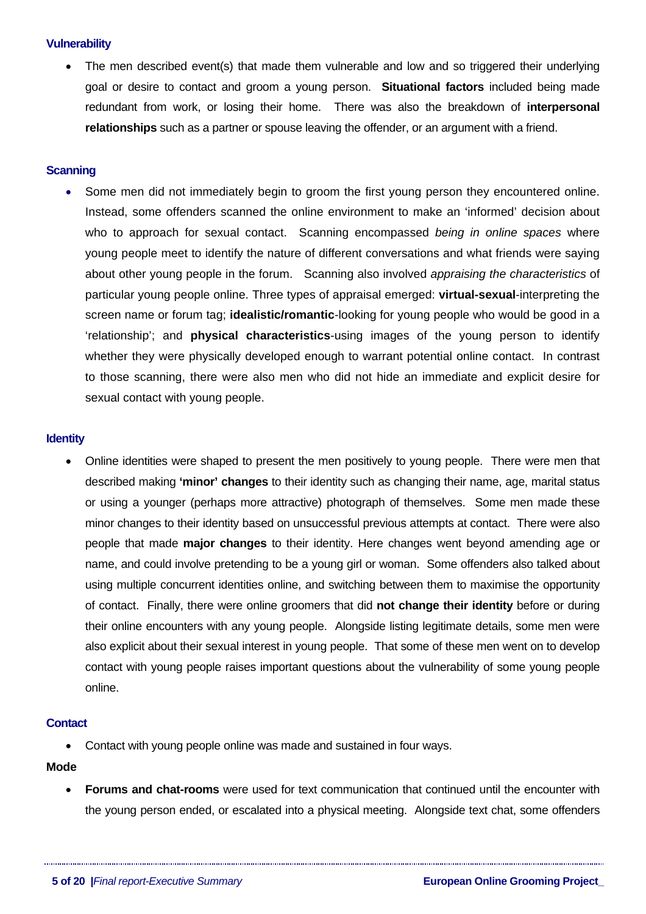### Vulnerability

- The men described event(s) that made them vulnerable and low and so triggered their underlying goal or desire to contact and groom a young person. **Situational factors** included being made redundant from work, or losing their home. There was also the breakdown of **interpersonal relationships** such as a partner or spouse leaving the offender, or an argument with a friend.

### Scanning

- Some men did not immediately begin to groom the first young person they encountered online. Instead, some offenders scanned the online environment to make an 'informed' decision about who to approach for sexual contact. Scanning encompassed *being in online spaces* where young people meet to identify the nature of different conversations and what friends were saying about other young people in the forum. Scanning also involved *appraising the characteristics* of particular young people online. Three types of appraisal emerged: **virtual-sexual**-interpreting the screen name or forum tag; **idealistic/romantic**-looking for young people who would be good in a 'relationship'; and **physical characteristics**-using images of the young person to identify whether they were physically developed enough to warrant potential online contact. In contrast to those scanning, there were also men who did not hide an immediate and explicit desire for sexual contact with young people.

### Identity

- Online identities were shaped to present the men positively to young people. There were men that described making **'minor' changes** to their identity such as changing their name, age, marital status or using a younger (perhaps more attractive) photograph of themselves. Some men made these minor changes to their identity based on unsuccessful previous attempts at contact. There were also people that made **major changes** to their identity. Here changes went beyond amending age or name, and could involve pretending to be a young girl or woman. Some offenders also talked about using multiple concurrent identities online, and switching between them to maximise the opportunity of contact. Finally, there were online groomers that did **not change their identity** before or during their online encounters with any young people. Alongside listing legitimate details, some men were also explicit about their sexual interest in young people. That some of these men went on to develop contact with young people raises important questions about the vulnerability of some young people online.

### Contact

- Contact with young people online was made and sustained in four ways.

**Mode**

- **Forums and chat-rooms** were used for text communication that continued until the encounter with the young person ended, or escalated into a physical meeting. Alongside text chat, some offenders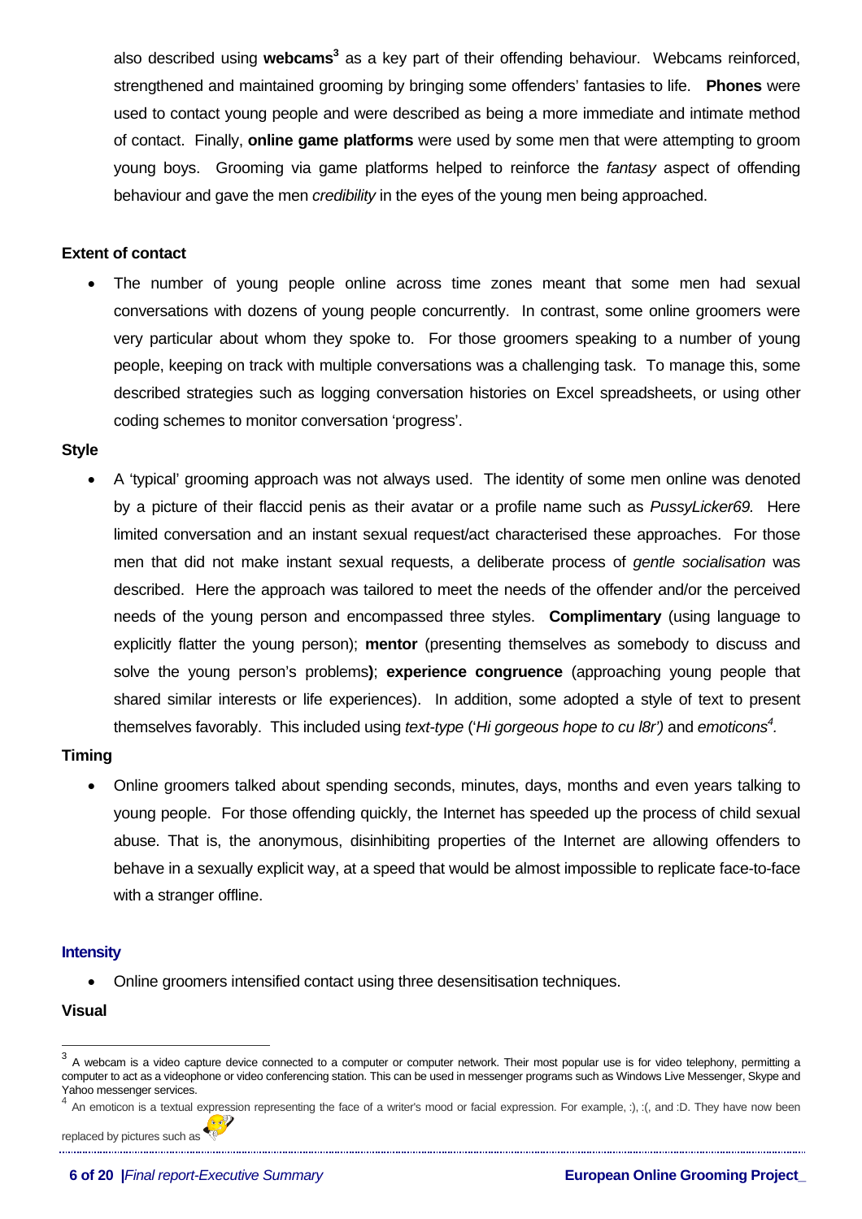also described using **webcams**[3] as a key part of their offending behaviour. Webcams reinforced, strengthened and maintained grooming by bringing some offenders' fantasies to life. **Phones** were used to contact young people and were described as being a more immediate and intimate method of contact. Finally, **online game platforms** were used by some men that were attempting to groom young boys. Grooming via game platforms helped to reinforce the *fantasy* aspect of offending behaviour and gave the men *credibility* in the eyes of the young men being approached.

**Extent of contact**

- The number of young people online across time zones meant that some men had sexual conversations with dozens of young people concurrently. In contrast, some online groomers were very particular about whom they spoke to. For those groomers speaking to a number of young people, keeping on track with multiple conversations was a challenging task. To manage this, some described strategies such as logging conversation histories on Excel spreadsheets, or using other coding schemes to monitor conversation 'progress'.

**Style**

- A 'typical' grooming approach was not always used. The identity of some men online was denoted by a picture of their flaccid penis as their avatar or a profile name such as *PussyLicker69.* Here limited conversation and an instant sexual request/act characterised these approaches. For those men that did not make instant sexual requests, a deliberate process of *gentle socialisation* was described. Here the approach was tailored to meet the needs of the offender and/or the perceived needs of the young person and encompassed three styles. **Complimentary** (using language to explicitly flatter the young person); **mentor** (presenting themselves as somebody to discuss and solve the young person's problems**)**; **experience congruence** (approaching young people that shared similar interests or life experiences). In addition, some adopted a style of text to present themselves favorably. This included using *text-type* ('*Hi gorgeous hope to cu l8r')* and *emoticons*[4].

**Timing**

- Online groomers talked about spending seconds, minutes, days, months and even years talking to young people. For those offending quickly, the Internet has speeded up the process of child sexual abuse. That is, the anonymous, disinhibiting properties of the Internet are allowing offenders to behave in a sexually explicit way, at a speed that would be almost impossible to replicate face-to-face with a stranger offline.

**Intensity**

- Online groomers intensified contact using three desensitisation techniques.

**Visual**

---

[3] A webcam is a video capture device connected to a computer or computer network. Their most popular use is for video telephony, permitting a computer to act as a videophone or video conferencing station. This can be used in messenger programs such as Windows Live Messenger, Skype and Yahoo messenger services.

[4] An emoticon is a textual expression representing the face of a writer's mood or facial expression. For example, :), :(, and :D. They have now been replaced by pictures such as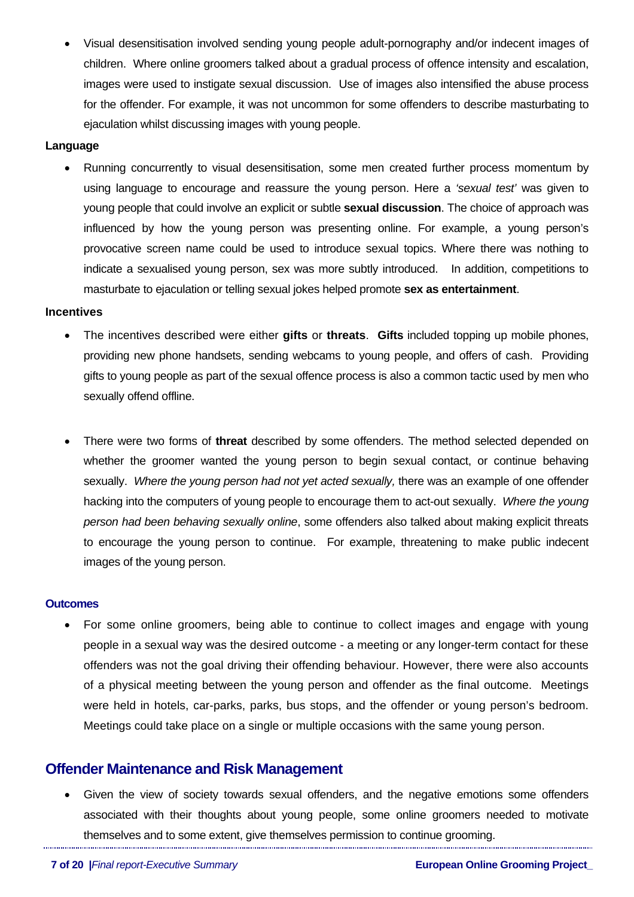- Visual desensitisation involved sending young people adult-pornography and/or indecent images of children. Where online groomers talked about a gradual process of offence intensity and escalation, images were used to instigate sexual discussion. Use of images also intensified the abuse process for the offender. For example, it was not uncommon for some offenders to describe masturbating to ejaculation whilst discussing images with young people.

**Language**

- Running concurrently to visual desensitisation, some men created further process momentum by using language to encourage and reassure the young person. Here a *'sexual test'* was given to young people that could involve an explicit or subtle **sexual discussion**. The choice of approach was influenced by how the young person was presenting online. For example, a young person's provocative screen name could be used to introduce sexual topics. Where there was nothing to indicate a sexualised young person, sex was more subtly introduced. In addition, competitions to masturbate to ejaculation or telling sexual jokes helped promote **sex as entertainment**.

**Incentives**

- The incentives described were either **gifts** or **threats**. **Gifts** included topping up mobile phones, providing new phone handsets, sending webcams to young people, and offers of cash. Providing gifts to young people as part of the sexual offence process is also a common tactic used by men who sexually offend offline.

- There were two forms of **threat** described by some offenders. The method selected depended on whether the groomer wanted the young person to begin sexual contact, or continue behaving sexually. *Where the young person had not yet acted sexually,* there was an example of one offender hacking into the computers of young people to encourage them to act-out sexually. *Where the young person had been behaving sexually online*, some offenders also talked about making explicit threats to encourage the young person to continue. For example, threatening to make public indecent images of the young person.

**Outcomes**

- For some online groomers, being able to continue to collect images and engage with young people in a sexual way was the desired outcome - a meeting or any longer-term contact for these offenders was not the goal driving their offending behaviour. However, there were also accounts of a physical meeting between the young person and offender as the final outcome. Meetings were held in hotels, car-parks, parks, bus stops, and the offender or young person's bedroom. Meetings could take place on a single or multiple occasions with the same young person.

## Offender Maintenance and Risk Management

- Given the view of society towards sexual offenders, and the negative emotions some offenders associated with their thoughts about young people, some online groomers needed to motivate themselves and to some extent, give themselves permission to continue grooming.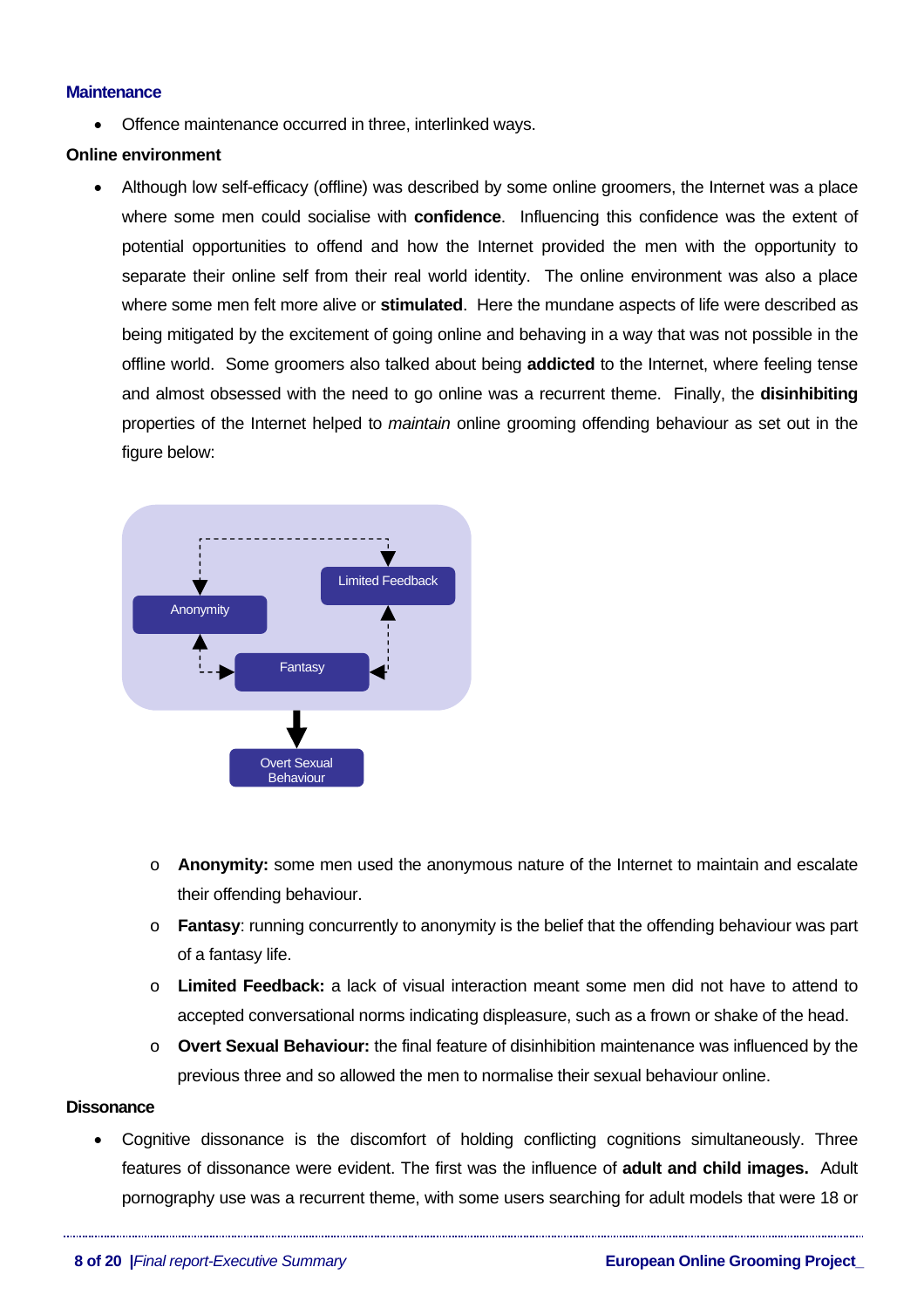### Maintenance

- Offence maintenance occurred in three, interlinked ways.

**Online environment**

- Although low self-efficacy (offline) was described by some online groomers, the Internet was a place where some men could socialise with **confidence**. Influencing this confidence was the extent of potential opportunities to offend and how the Internet provided the men with the opportunity to separate their online self from their real world identity. The online environment was also a place where some men felt more alive or **stimulated**. Here the mundane aspects of life were described as being mitigated by the excitement of going online and behaving in a way that was not possible in the offline world. Some groomers also talked about being **addicted** to the Internet, where feeling tense and almost obsessed with the need to go online was a recurrent theme. Finally, the **disinhibiting** properties of the Internet helped to *maintain* online grooming offending behaviour as set out in the figure below:

Limited Feedback

Anonymity

Fantasy

Overt Sexual Behaviour

  - **Anonymity:** some men used the anonymous nature of the Internet to maintain and escalate their offending behaviour.
  - **Fantasy**: running concurrently to anonymity is the belief that the offending behaviour was part of a fantasy life.
  - **Limited Feedback:** a lack of visual interaction meant some men did not have to attend to accepted conversational norms indicating displeasure, such as a frown or shake of the head.
  - **Overt Sexual Behaviour:** the final feature of disinhibition maintenance was influenced by the previous three and so allowed the men to normalise their sexual behaviour online.

**Dissonance**

- Cognitive dissonance is the discomfort of holding conflicting cognitions simultaneously. Three features of dissonance were evident. The first was the influence of **adult and child images.** Adult pornography use was a recurrent theme, with some users searching for adult models that were 18 or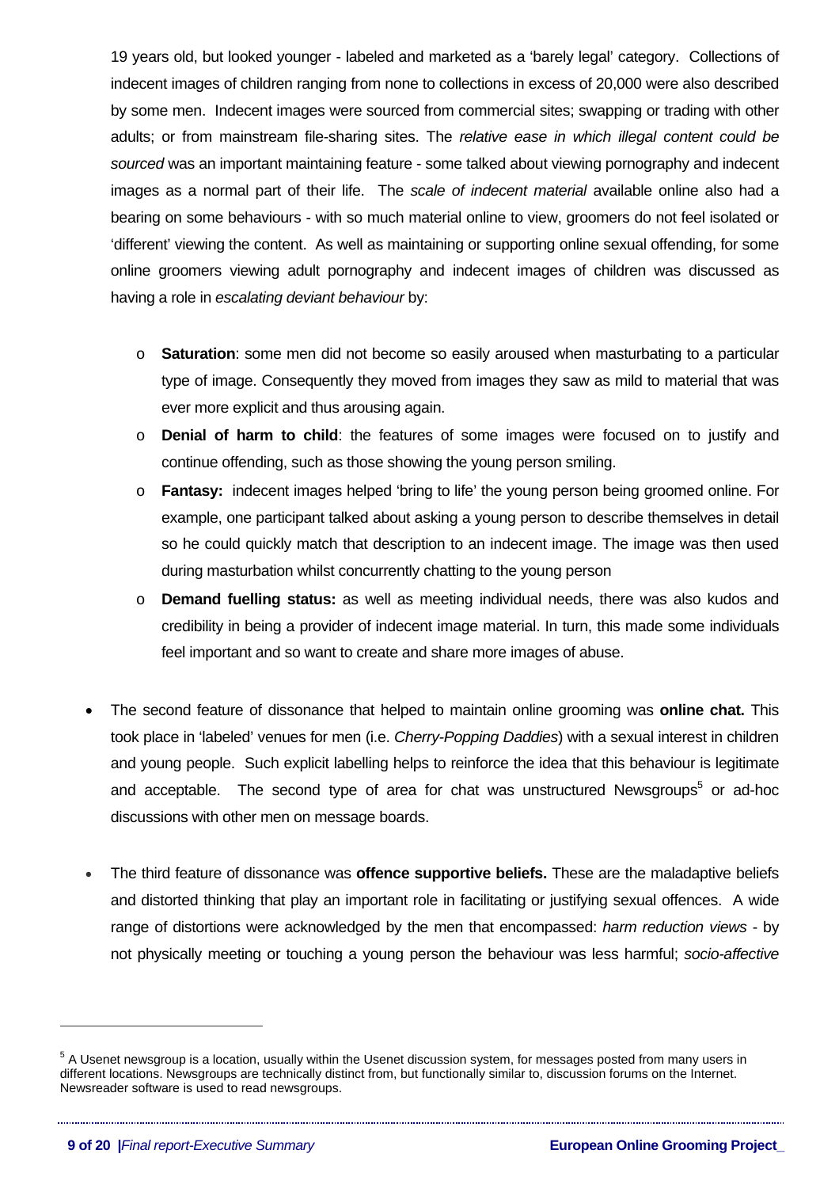19 years old, but looked younger - labeled and marketed as a 'barely legal' category. Collections of indecent images of children ranging from none to collections in excess of 20,000 were also described by some men. Indecent images were sourced from commercial sites; swapping or trading with other adults; or from mainstream file-sharing sites. The *relative ease in which illegal content could be sourced* was an important maintaining feature - some talked about viewing pornography and indecent images as a normal part of their life. The *scale of indecent material* available online also had a bearing on some behaviours - with so much material online to view, groomers do not feel isolated or 'different' viewing the content. As well as maintaining or supporting online sexual offending, for some online groomers viewing adult pornography and indecent images of children was discussed as having a role in *escalating deviant behaviour* by:

- **Saturation**: some men did not become so easily aroused when masturbating to a particular type of image. Consequently they moved from images they saw as mild to material that was ever more explicit and thus arousing again.
- **Denial of harm to child**: the features of some images were focused on to justify and continue offending, such as those showing the young person smiling.
- **Fantasy:** indecent images helped 'bring to life' the young person being groomed online. For example, one participant talked about asking a young person to describe themselves in detail so he could quickly match that description to an indecent image. The image was then used during masturbation whilst concurrently chatting to the young person
- **Demand fuelling status:** as well as meeting individual needs, there was also kudos and credibility in being a provider of indecent image material. In turn, this made some individuals feel important and so want to create and share more images of abuse.

- The second feature of dissonance that helped to maintain online grooming was **online chat.** This took place in 'labeled' venues for men (i.e. *Cherry-Popping Daddies*) with a sexual interest in children and young people. Such explicit labelling helps to reinforce the idea that this behaviour is legitimate and acceptable. The second type of area for chat was unstructured Newsgroups[5] or ad-hoc discussions with other men on message boards.

- The third feature of dissonance was **offence supportive beliefs.** These are the maladaptive beliefs and distorted thinking that play an important role in facilitating or justifying sexual offences. A wide range of distortions were acknowledged by the men that encompassed: *harm reduction views* - by not physically meeting or touching a young person the behaviour was less harmful; *socio-affective*

[5] A Usenet newsgroup is a location, usually within the Usenet discussion system, for messages posted from many users in different locations. Newsgroups are technically distinct from, but functionally similar to, discussion forums on the Internet. Newsreader software is used to read newsgroups.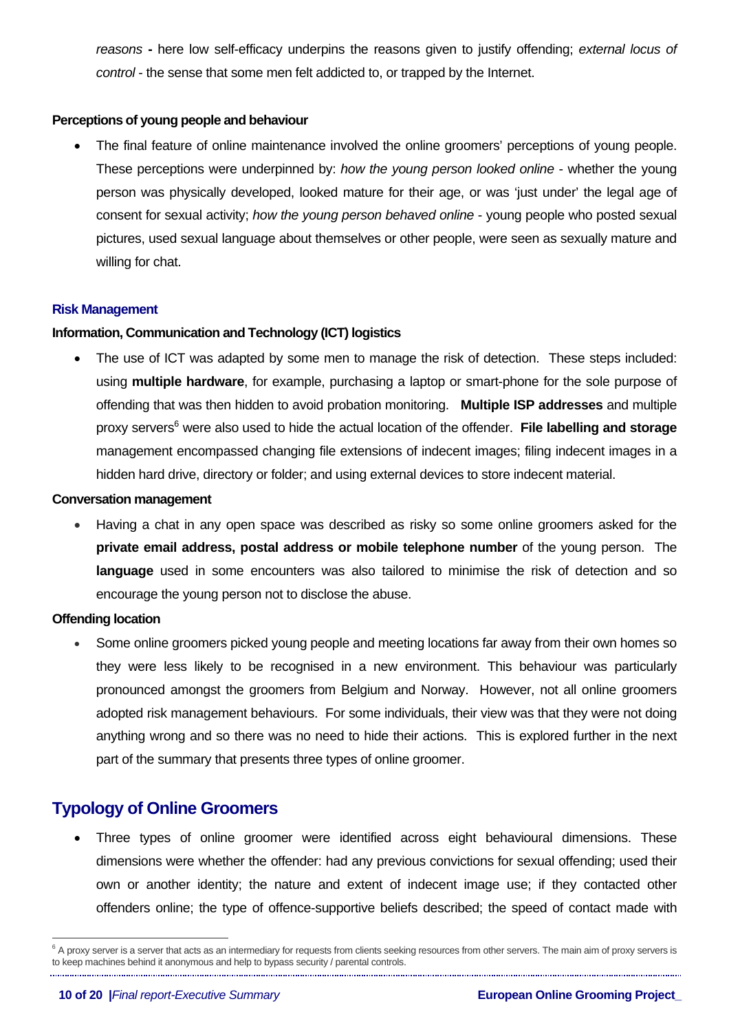*reasons* **-** here low self-efficacy underpins the reasons given to justify offending; *external locus of control* - the sense that some men felt addicted to, or trapped by the Internet.

#### Perceptions of young people and behaviour

- The final feature of online maintenance involved the online groomers' perceptions of young people. These perceptions were underpinned by: *how the young person looked online* - whether the young person was physically developed, looked mature for their age, or was 'just under' the legal age of consent for sexual activity; *how the young person behaved online* - young people who posted sexual pictures, used sexual language about themselves or other people, were seen as sexually mature and willing for chat.

### Risk Management

#### Information, Communication and Technology (ICT) logistics

- The use of ICT was adapted by some men to manage the risk of detection. These steps included: using **multiple hardware**, for example, purchasing a laptop or smart-phone for the sole purpose of offending that was then hidden to avoid probation monitoring. **Multiple ISP addresses** and multiple proxy servers[6] were also used to hide the actual location of the offender. **File labelling and storage** management encompassed changing file extensions of indecent images; filing indecent images in a hidden hard drive, directory or folder; and using external devices to store indecent material.

#### Conversation management

- Having a chat in any open space was described as risky so some online groomers asked for the **private email address, postal address or mobile telephone number** of the young person. The **language** used in some encounters was also tailored to minimise the risk of detection and so encourage the young person not to disclose the abuse.

#### Offending location

- Some online groomers picked young people and meeting locations far away from their own homes so they were less likely to be recognised in a new environment. This behaviour was particularly pronounced amongst the groomers from Belgium and Norway. However, not all online groomers adopted risk management behaviours. For some individuals, their view was that they were not doing anything wrong and so there was no need to hide their actions. This is explored further in the next part of the summary that presents three types of online groomer.

## Typology of Online Groomers

- Three types of online groomer were identified across eight behavioural dimensions. These dimensions were whether the offender: had any previous convictions for sexual offending; used their own or another identity; the nature and extent of indecent image use; if they contacted other offenders online; the type of offence-supportive beliefs described; the speed of contact made with

[6] A proxy server is a server that acts as an intermediary for requests from clients seeking resources from other servers. The main aim of proxy servers is to keep machines behind it anonymous and help to bypass security / parental controls.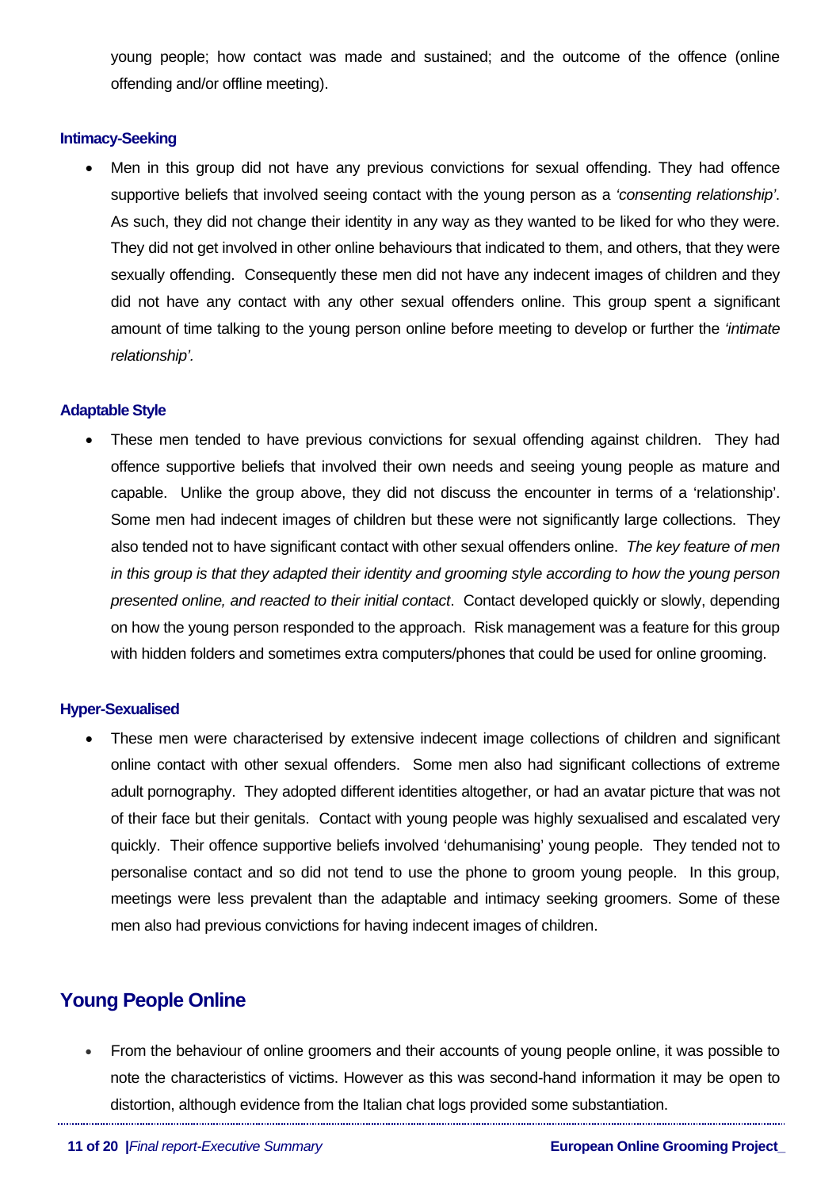young people; how contact was made and sustained; and the outcome of the offence (online offending and/or offline meeting).

#### Intimacy-Seeking

- Men in this group did not have any previous convictions for sexual offending. They had offence supportive beliefs that involved seeing contact with the young person as a *'consenting relationship'*. As such, they did not change their identity in any way as they wanted to be liked for who they were. They did not get involved in other online behaviours that indicated to them, and others, that they were sexually offending. Consequently these men did not have any indecent images of children and they did not have any contact with any other sexual offenders online. This group spent a significant amount of time talking to the young person online before meeting to develop or further the *'intimate relationship'*.

#### Adaptable Style

- These men tended to have previous convictions for sexual offending against children. They had offence supportive beliefs that involved their own needs and seeing young people as mature and capable. Unlike the group above, they did not discuss the encounter in terms of a 'relationship'. Some men had indecent images of children but these were not significantly large collections. They also tended not to have significant contact with other sexual offenders online. *The key feature of men in this group is that they adapted their identity and grooming style according to how the young person presented online, and reacted to their initial contact*. Contact developed quickly or slowly, depending on how the young person responded to the approach. Risk management was a feature for this group with hidden folders and sometimes extra computers/phones that could be used for online grooming.

#### Hyper-Sexualised

- These men were characterised by extensive indecent image collections of children and significant online contact with other sexual offenders. Some men also had significant collections of extreme adult pornography. They adopted different identities altogether, or had an avatar picture that was not of their face but their genitals. Contact with young people was highly sexualised and escalated very quickly. Their offence supportive beliefs involved 'dehumanising' young people. They tended not to personalise contact and so did not tend to use the phone to groom young people. In this group, meetings were less prevalent than the adaptable and intimacy seeking groomers. Some of these men also had previous convictions for having indecent images of children.

## Young People Online

- From the behaviour of online groomers and their accounts of young people online, it was possible to note the characteristics of victims. However as this was second-hand information it may be open to distortion, although evidence from the Italian chat logs provided some substantiation.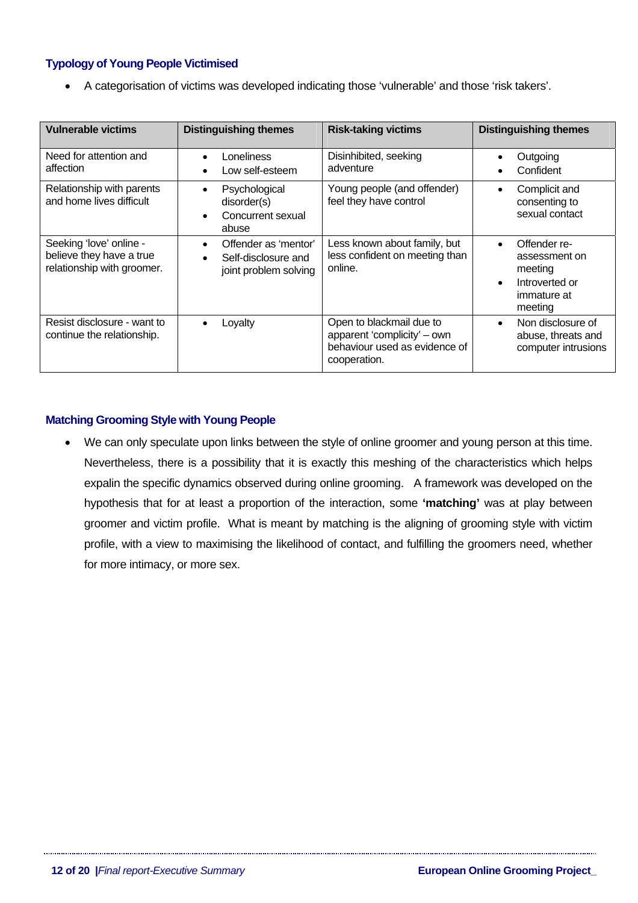### Typology of Young People Victimised

- A categorisation of victims was developed indicating those 'vulnerable' and those 'risk takers'.

| Vulnerable victims | Distinguishing themes | Risk-taking victims | Distinguishing themes |
|---|---|---|---|
| Need for attention and affection | • Loneliness<br>• Low self-esteem | Disinhibited, seeking adventure | • Outgoing<br>• Confident |
| Relationship with parents and home lives difficult | • Psychological disorder(s)<br>• Concurrent sexual abuse | Young people (and offender) feel they have control | • Complicit and consenting to sexual contact |
| Seeking 'love' online - believe they have a true relationship with groomer. | • Offender as 'mentor'<br>• Self-disclosure and joint problem solving | Less known about family, but less confident on meeting than online. | • Offender re-assessment on meeting<br>• Introverted or immature at meeting |
| Resist disclosure - want to continue the relationship. | • Loyalty | Open to blackmail due to apparent 'complicity' – own behaviour used as evidence of cooperation. | • Non disclosure of abuse, threats and computer intrusions |

### Matching Grooming Style with Young People

- We can only speculate upon links between the style of online groomer and young person at this time. Nevertheless, there is a possibility that it is exactly this meshing of the characteristics which helps expalin the specific dynamics observed during online grooming. A framework was developed on the hypothesis that for at least a proportion of the interaction, some **'matching'** was at play between groomer and victim profile. What is meant by matching is the aligning of grooming style with victim profile, with a view to maximising the likelihood of contact, and fulfilling the groomers need, whether for more intimacy, or more sex.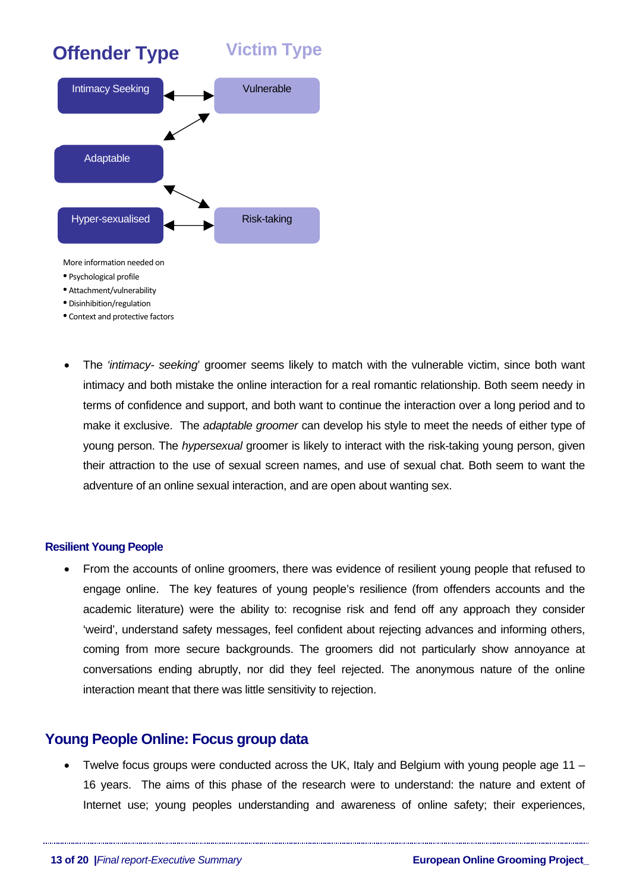**Offender Type** | **Victim Type**

- Intimacy Seeking ↔ Vulnerable
- Adaptable ↔ Vulnerable
- Adaptable ↔ Risk-taking
- Hyper-sexualised ↔ Risk-taking

More information needed on

- Psychological profile
- Attachment/vulnerability
- Disinhibition/regulation
- Context and protective factors

- The *'intimacy- seeking*' groomer seems likely to match with the vulnerable victim, since both want intimacy and both mistake the online interaction for a real romantic relationship. Both seem needy in terms of confidence and support, and both want to continue the interaction over a long period and to make it exclusive. The *adaptable groomer* can develop his style to meet the needs of either type of young person. The *hypersexual* groomer is likely to interact with the risk-taking young person, given their attraction to the use of sexual screen names, and use of sexual chat. Both seem to want the adventure of an online sexual interaction, and are open about wanting sex.

### Resilient Young People

- From the accounts of online groomers, there was evidence of resilient young people that refused to engage online. The key features of young people's resilience (from offenders accounts and the academic literature) were the ability to: recognise risk and fend off any approach they consider 'weird', understand safety messages, feel confident about rejecting advances and informing others, coming from more secure backgrounds. The groomers did not particularly show annoyance at conversations ending abruptly, nor did they feel rejected. The anonymous nature of the online interaction meant that there was little sensitivity to rejection.

## Young People Online: Focus group data

- Twelve focus groups were conducted across the UK, Italy and Belgium with young people age 11 – 16 years. The aims of this phase of the research were to understand: the nature and extent of Internet use; young peoples understanding and awareness of online safety; their experiences,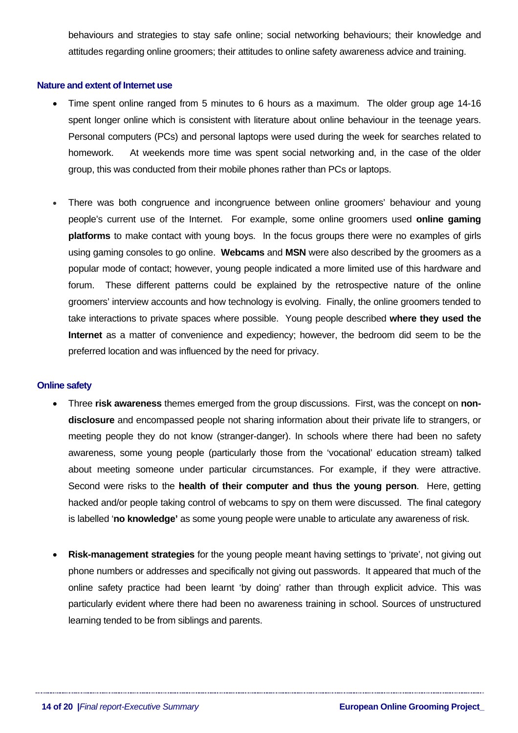behaviours and strategies to stay safe online; social networking behaviours; their knowledge and attitudes regarding online groomers; their attitudes to online safety awareness advice and training.

### Nature and extent of Internet use

- Time spent online ranged from 5 minutes to 6 hours as a maximum. The older group age 14-16 spent longer online which is consistent with literature about online behaviour in the teenage years. Personal computers (PCs) and personal laptops were used during the week for searches related to homework. At weekends more time was spent social networking and, in the case of the older group, this was conducted from their mobile phones rather than PCs or laptops.

- There was both congruence and incongruence between online groomers' behaviour and young people's current use of the Internet. For example, some online groomers used **online gaming platforms** to make contact with young boys. In the focus groups there were no examples of girls using gaming consoles to go online. **Webcams** and **MSN** were also described by the groomers as a popular mode of contact; however, young people indicated a more limited use of this hardware and forum. These different patterns could be explained by the retrospective nature of the online groomers' interview accounts and how technology is evolving. Finally, the online groomers tended to take interactions to private spaces where possible. Young people described **where they used the Internet** as a matter of convenience and expediency; however, the bedroom did seem to be the preferred location and was influenced by the need for privacy.

### Online safety

- Three **risk awareness** themes emerged from the group discussions. First, was the concept on **non-disclosure** and encompassed people not sharing information about their private life to strangers, or meeting people they do not know (stranger-danger). In schools where there had been no safety awareness, some young people (particularly those from the 'vocational' education stream) talked about meeting someone under particular circumstances. For example, if they were attractive. Second were risks to the **health of their computer and thus the young person**. Here, getting hacked and/or people taking control of webcams to spy on them were discussed. The final category is labelled '**no knowledge'** as some young people were unable to articulate any awareness of risk.

- **Risk-management strategies** for the young people meant having settings to 'private', not giving out phone numbers or addresses and specifically not giving out passwords. It appeared that much of the online safety practice had been learnt 'by doing' rather than through explicit advice. This was particularly evident where there had been no awareness training in school. Sources of unstructured learning tended to be from siblings and parents.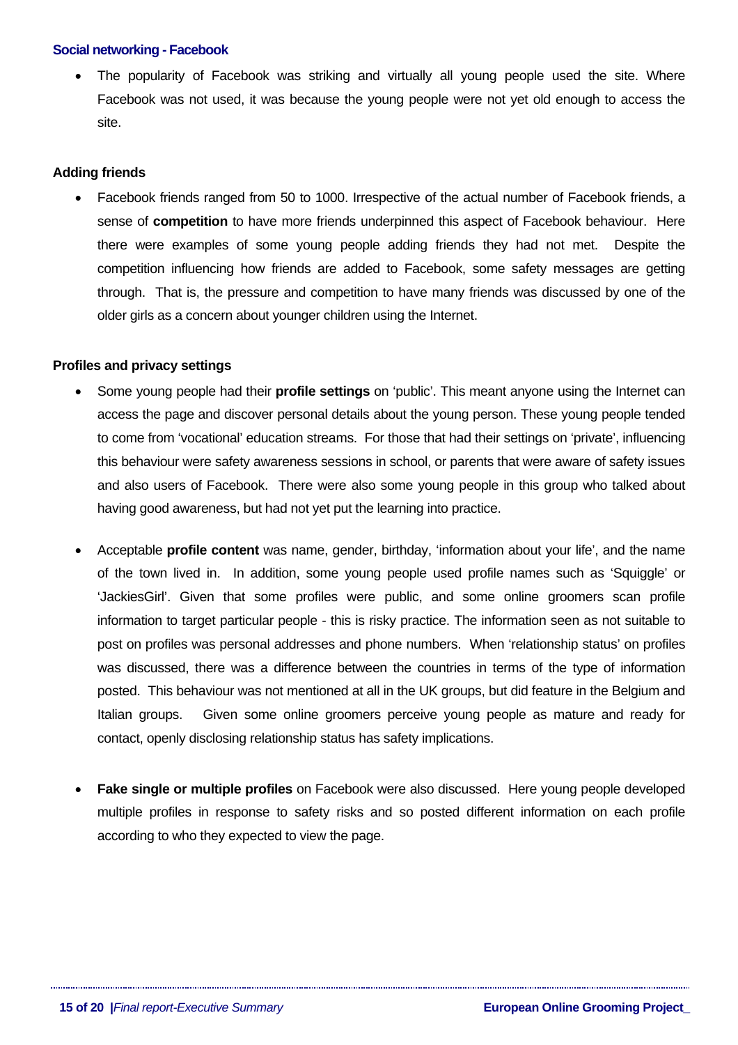### Social networking - Facebook

- The popularity of Facebook was striking and virtually all young people used the site. Where Facebook was not used, it was because the young people were not yet old enough to access the site.

#### Adding friends

- Facebook friends ranged from 50 to 1000. Irrespective of the actual number of Facebook friends, a sense of **competition** to have more friends underpinned this aspect of Facebook behaviour. Here there were examples of some young people adding friends they had not met. Despite the competition influencing how friends are added to Facebook, some safety messages are getting through. That is, the pressure and competition to have many friends was discussed by one of the older girls as a concern about younger children using the Internet.

#### Profiles and privacy settings

- Some young people had their **profile settings** on 'public'. This meant anyone using the Internet can access the page and discover personal details about the young person. These young people tended to come from 'vocational' education streams. For those that had their settings on 'private', influencing this behaviour were safety awareness sessions in school, or parents that were aware of safety issues and also users of Facebook. There were also some young people in this group who talked about having good awareness, but had not yet put the learning into practice.

- Acceptable **profile content** was name, gender, birthday, 'information about your life', and the name of the town lived in. In addition, some young people used profile names such as 'Squiggle' or 'JackiesGirl'. Given that some profiles were public, and some online groomers scan profile information to target particular people - this is risky practice. The information seen as not suitable to post on profiles was personal addresses and phone numbers. When 'relationship status' on profiles was discussed, there was a difference between the countries in terms of the type of information posted. This behaviour was not mentioned at all in the UK groups, but did feature in the Belgium and Italian groups. Given some online groomers perceive young people as mature and ready for contact, openly disclosing relationship status has safety implications.

- **Fake single or multiple profiles** on Facebook were also discussed. Here young people developed multiple profiles in response to safety risks and so posted different information on each profile according to who they expected to view the page.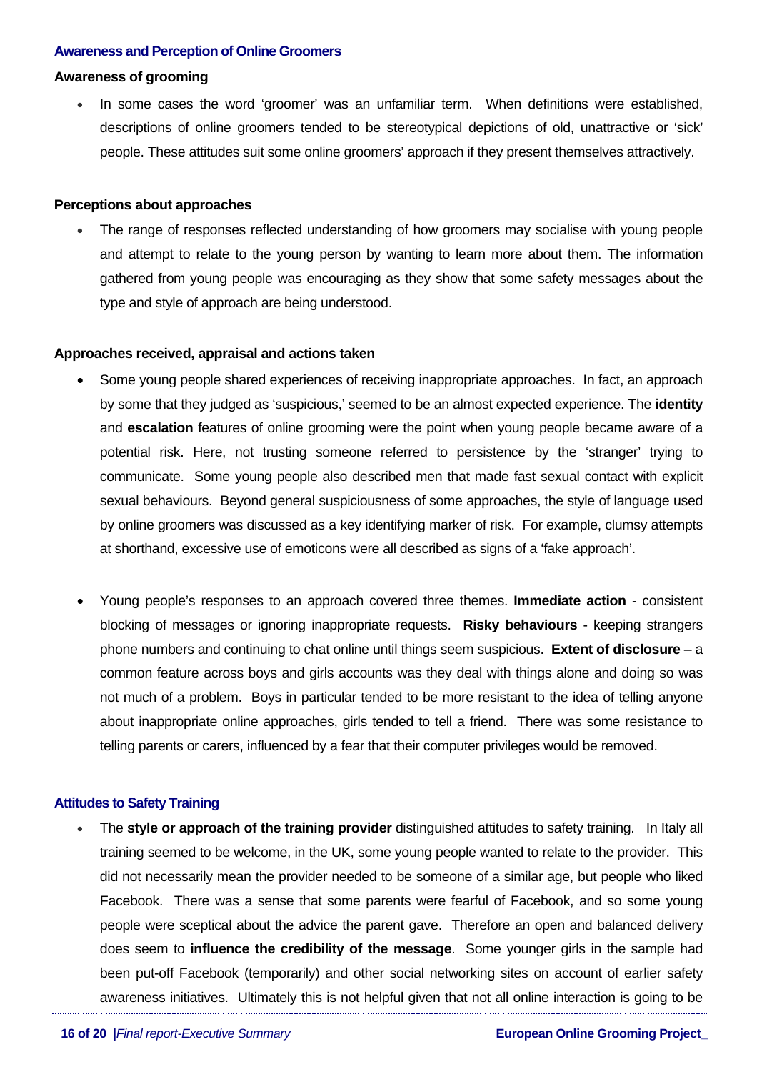### Awareness and Perception of Online Groomers

#### Awareness of grooming

- In some cases the word 'groomer' was an unfamiliar term. When definitions were established, descriptions of online groomers tended to be stereotypical depictions of old, unattractive or 'sick' people. These attitudes suit some online groomers' approach if they present themselves attractively.

#### Perceptions about approaches

- The range of responses reflected understanding of how groomers may socialise with young people and attempt to relate to the young person by wanting to learn more about them. The information gathered from young people was encouraging as they show that some safety messages about the type and style of approach are being understood.

#### Approaches received, appraisal and actions taken

- Some young people shared experiences of receiving inappropriate approaches. In fact, an approach by some that they judged as 'suspicious,' seemed to be an almost expected experience. The **identity** and **escalation** features of online grooming were the point when young people became aware of a potential risk. Here, not trusting someone referred to persistence by the 'stranger' trying to communicate. Some young people also described men that made fast sexual contact with explicit sexual behaviours. Beyond general suspiciousness of some approaches, the style of language used by online groomers was discussed as a key identifying marker of risk. For example, clumsy attempts at shorthand, excessive use of emoticons were all described as signs of a 'fake approach'.

- Young people's responses to an approach covered three themes. **Immediate action** - consistent blocking of messages or ignoring inappropriate requests. **Risky behaviours** - keeping strangers phone numbers and continuing to chat online until things seem suspicious. **Extent of disclosure** – a common feature across boys and girls accounts was they deal with things alone and doing so was not much of a problem. Boys in particular tended to be more resistant to the idea of telling anyone about inappropriate online approaches, girls tended to tell a friend. There was some resistance to telling parents or carers, influenced by a fear that their computer privileges would be removed.

### Attitudes to Safety Training

- The **style or approach of the training provider** distinguished attitudes to safety training. In Italy all training seemed to be welcome, in the UK, some young people wanted to relate to the provider. This did not necessarily mean the provider needed to be someone of a similar age, but people who liked Facebook. There was a sense that some parents were fearful of Facebook, and so some young people were sceptical about the advice the parent gave. Therefore an open and balanced delivery does seem to **influence the credibility of the message**. Some younger girls in the sample had been put-off Facebook (temporarily) and other social networking sites on account of earlier safety awareness initiatives. Ultimately this is not helpful given that not all online interaction is going to be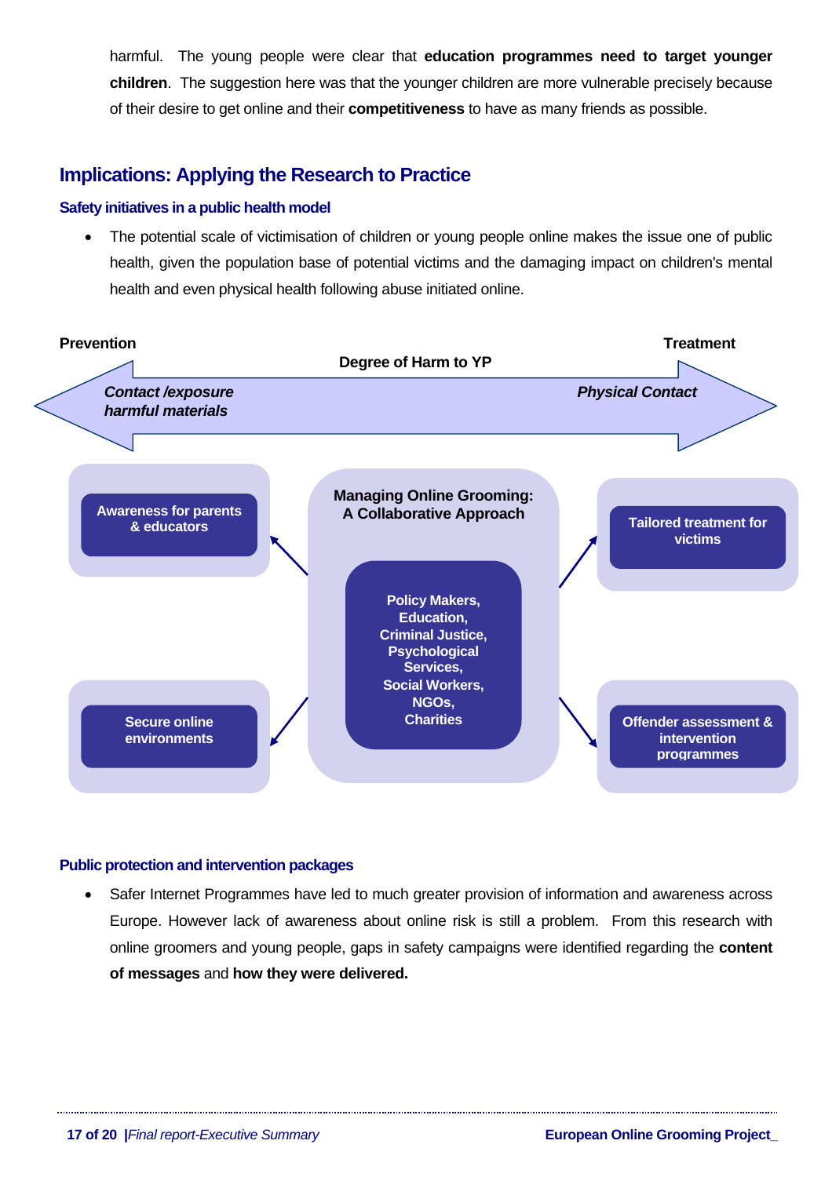harmful. The young people were clear that **education programmes need to target younger children**. The suggestion here was that the younger children are more vulnerable precisely because of their desire to get online and their **competitiveness** to have as many friends as possible.

## Implications: Applying the Research to Practice

### Safety initiatives in a public health model

- The potential scale of victimisation of children or young people online makes the issue one of public health, given the population base of potential victims and the damaging impact on children's mental health and even physical health following abuse initiated online.

**Prevention** — **Degree of Harm to YP** — **Treatment**

***Contact /exposure harmful materials*** — ***Physical Contact***

**Managing Online Grooming: A Collaborative Approach**

**Policy Makers, Education, Criminal Justice, Psychological Services, Social Workers, NGOs, Charities**

- **Awareness for parents & educators**
- **Tailored treatment for victims**
- **Secure online environments**
- **Offender assessment & intervention programmes**

### Public protection and intervention packages

- Safer Internet Programmes have led to much greater provision of information and awareness across Europe. However lack of awareness about online risk is still a problem. From this research with online groomers and young people, gaps in safety campaigns were identified regarding the **content of messages** and **how they were delivered.**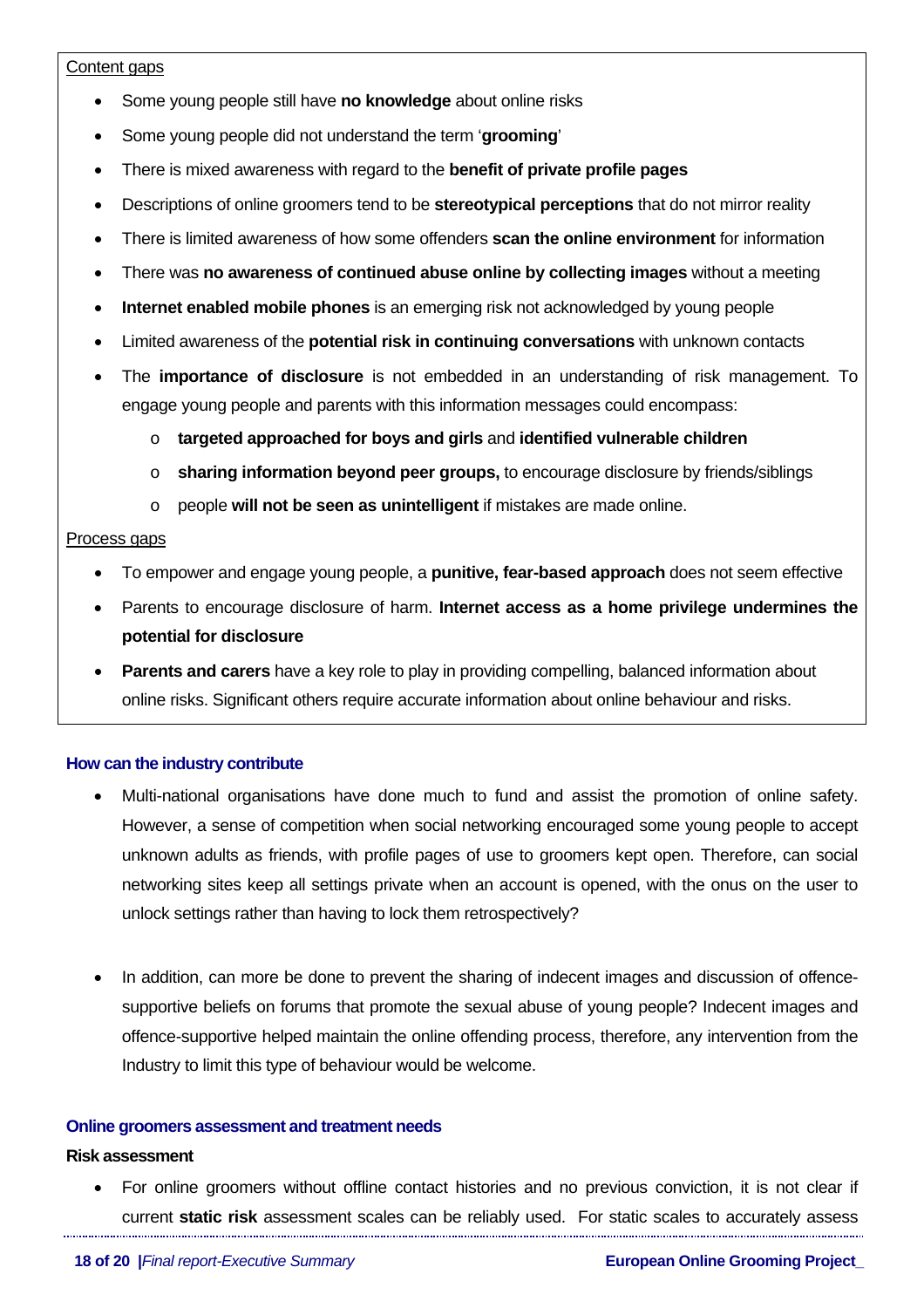Content gaps

- Some young people still have **no knowledge** about online risks
- Some young people did not understand the term '**grooming**'
- There is mixed awareness with regard to the **benefit of private profile pages**
- Descriptions of online groomers tend to be **stereotypical perceptions** that do not mirror reality
- There is limited awareness of how some offenders **scan the online environment** for information
- There was **no awareness of continued abuse online by collecting images** without a meeting
- **Internet enabled mobile phones** is an emerging risk not acknowledged by young people
- Limited awareness of the **potential risk in continuing conversations** with unknown contacts
- The **importance of disclosure** is not embedded in an understanding of risk management. To engage young people and parents with this information messages could encompass:
  - **targeted approached for boys and girls** and **identified vulnerable children**
  - **sharing information beyond peer groups,** to encourage disclosure by friends/siblings
  - people **will not be seen as unintelligent** if mistakes are made online.

Process gaps

- To empower and engage young people, a **punitive, fear-based approach** does not seem effective
- Parents to encourage disclosure of harm. **Internet access as a home privilege undermines the potential for disclosure**
- **Parents and carers** have a key role to play in providing compelling, balanced information about online risks. Significant others require accurate information about online behaviour and risks.

#### How can the industry contribute

- Multi-national organisations have done much to fund and assist the promotion of online safety. However, a sense of competition when social networking encouraged some young people to accept unknown adults as friends, with profile pages of use to groomers kept open. Therefore, can social networking sites keep all settings private when an account is opened, with the onus on the user to unlock settings rather than having to lock them retrospectively?

- In addition, can more be done to prevent the sharing of indecent images and discussion of offence-supportive beliefs on forums that promote the sexual abuse of young people? Indecent images and offence-supportive helped maintain the online offending process, therefore, any intervention from the Industry to limit this type of behaviour would be welcome.

#### Online groomers assessment and treatment needs

**Risk assessment**

- For online groomers without offline contact histories and no previous conviction, it is not clear if current **static risk** assessment scales can be reliably used. For static scales to accurately assess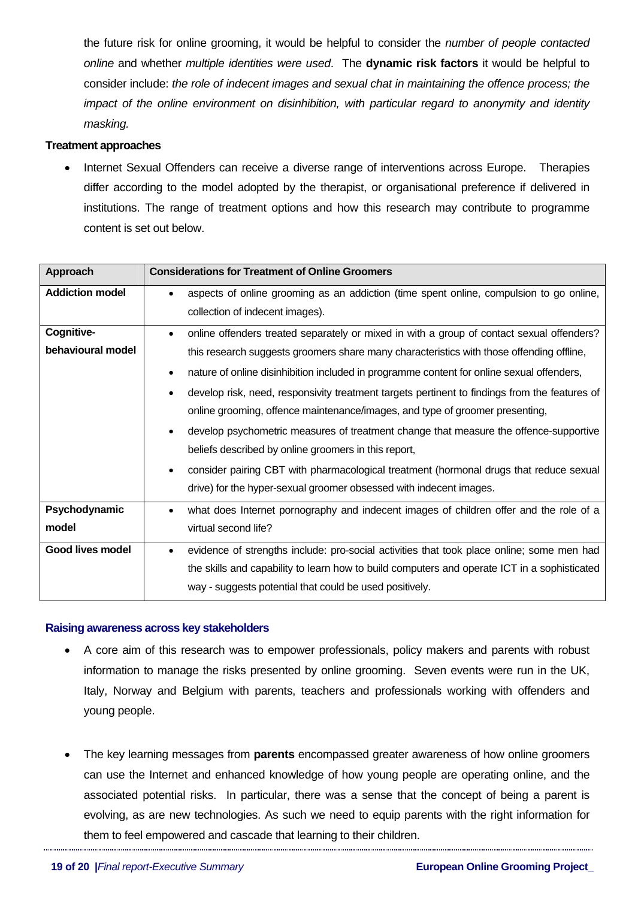the future risk for online grooming, it would be helpful to consider the *number of people contacted online* and whether *multiple identities were used*. The **dynamic risk factors** it would be helpful to consider include: *the role of indecent images and sexual chat in maintaining the offence process; the impact of the online environment on disinhibition, with particular regard to anonymity and identity masking.*

**Treatment approaches**

- Internet Sexual Offenders can receive a diverse range of interventions across Europe. Therapies differ according to the model adopted by the therapist, or organisational preference if delivered in institutions. The range of treatment options and how this research may contribute to programme content is set out below.

| Approach | Considerations for Treatment of Online Groomers |
| --- | --- |
| **Addiction model** | • aspects of online grooming as an addiction (time spent online, compulsion to go online, collection of indecent images). |
| **Cognitive-behavioural model** | • online offenders treated separately or mixed in with a group of contact sexual offenders? this research suggests groomers share many characteristics with those offending offline, <br>• nature of online disinhibition included in programme content for online sexual offenders, <br>• develop risk, need, responsivity treatment targets pertinent to findings from the features of online grooming, offence maintenance/images, and type of groomer presenting, <br>• develop psychometric measures of treatment change that measure the offence-supportive beliefs described by online groomers in this report, <br>• consider pairing CBT with pharmacological treatment (hormonal drugs that reduce sexual drive) for the hyper-sexual groomer obsessed with indecent images. |
| **Psychodynamic model** | • what does Internet pornography and indecent images of children offer and the role of a virtual second life? |
| **Good lives model** | • evidence of strengths include: pro-social activities that took place online; some men had the skills and capability to learn how to build computers and operate ICT in a sophisticated way - suggests potential that could be used positively. |

**Raising awareness across key stakeholders**

- A core aim of this research was to empower professionals, policy makers and parents with robust information to manage the risks presented by online grooming. Seven events were run in the UK, Italy, Norway and Belgium with parents, teachers and professionals working with offenders and young people.

- The key learning messages from **parents** encompassed greater awareness of how online groomers can use the Internet and enhanced knowledge of how young people are operating online, and the associated potential risks. In particular, there was a sense that the concept of being a parent is evolving, as are new technologies. As such we need to equip parents with the right information for them to feel empowered and cascade that learning to their children.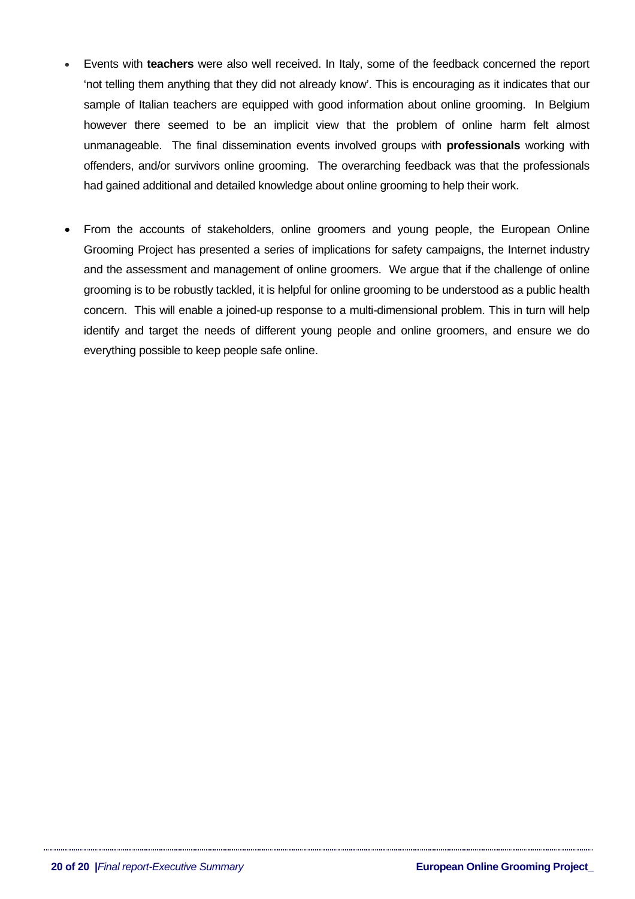- Events with **teachers** were also well received. In Italy, some of the feedback concerned the report 'not telling them anything that they did not already know'. This is encouraging as it indicates that our sample of Italian teachers are equipped with good information about online grooming. In Belgium however there seemed to be an implicit view that the problem of online harm felt almost unmanageable. The final dissemination events involved groups with **professionals** working with offenders, and/or survivors online grooming. The overarching feedback was that the professionals had gained additional and detailed knowledge about online grooming to help their work.

- From the accounts of stakeholders, online groomers and young people, the European Online Grooming Project has presented a series of implications for safety campaigns, the Internet industry and the assessment and management of online groomers. We argue that if the challenge of online grooming is to be robustly tackled, it is helpful for online grooming to be understood as a public health concern. This will enable a joined-up response to a multi-dimensional problem. This in turn will help identify and target the needs of different young people and online groomers, and ensure we do everything possible to keep people safe online.